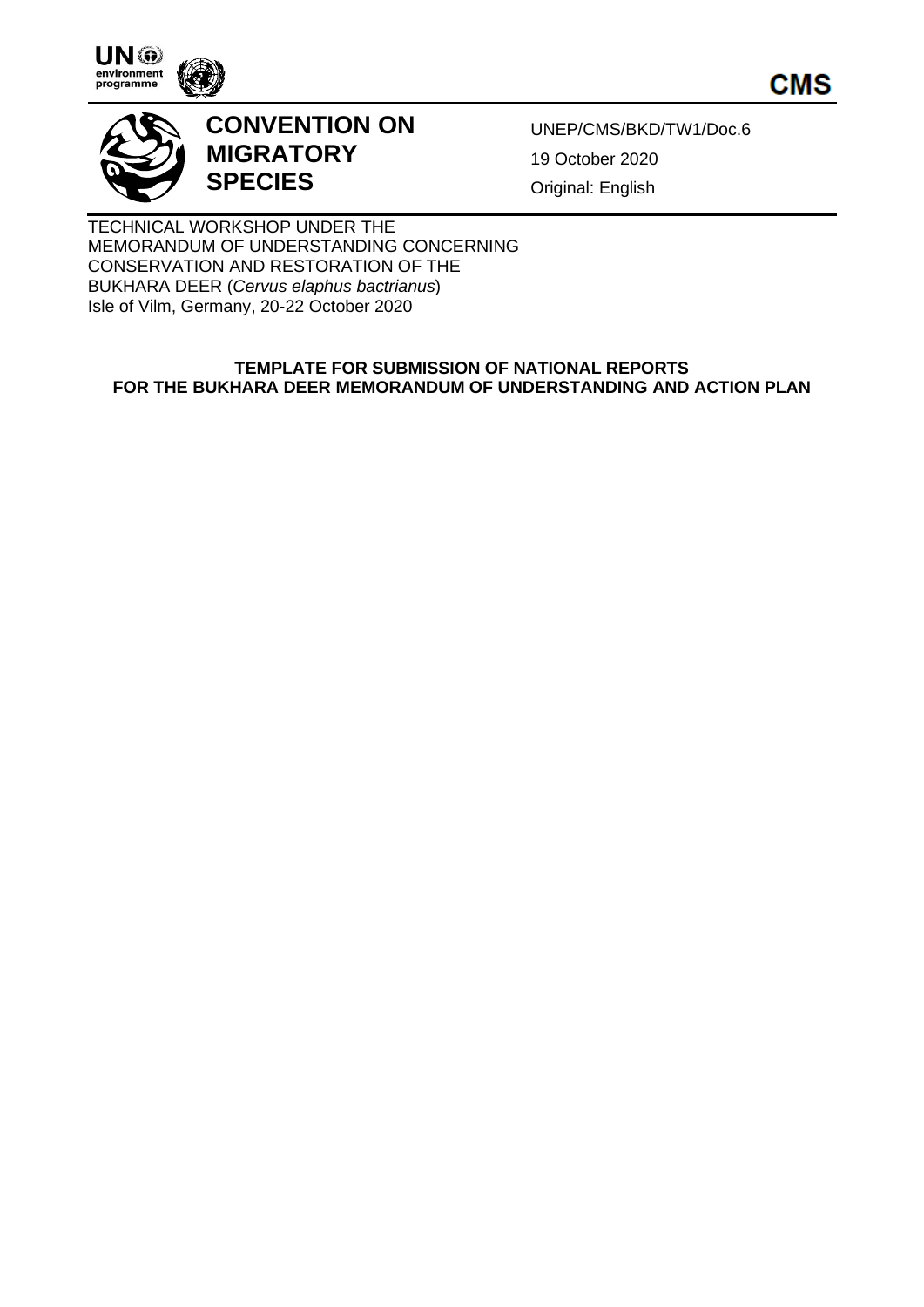**CMS**

# CONVENTION ON MIGRATORY SPECIES

UNEP/CMS/BKD/TW1/Doc.6

19 October 2020

Original: English

TECHNICAL WORKSHOP UNDER THE MEMORANDUM OF UNDERSTANDING CONCERNING CONSERVATION AND RESTORATION OF THE BUKHARA DEER (*Cervus elaphus bactrianus*)
Isle of Vilm, Germany, 20-22 October 2020

## TEMPLATE FOR SUBMISSION OF NATIONAL REPORTS FOR THE BUKHARA DEER MEMORANDUM OF UNDERSTANDING AND ACTION PLAN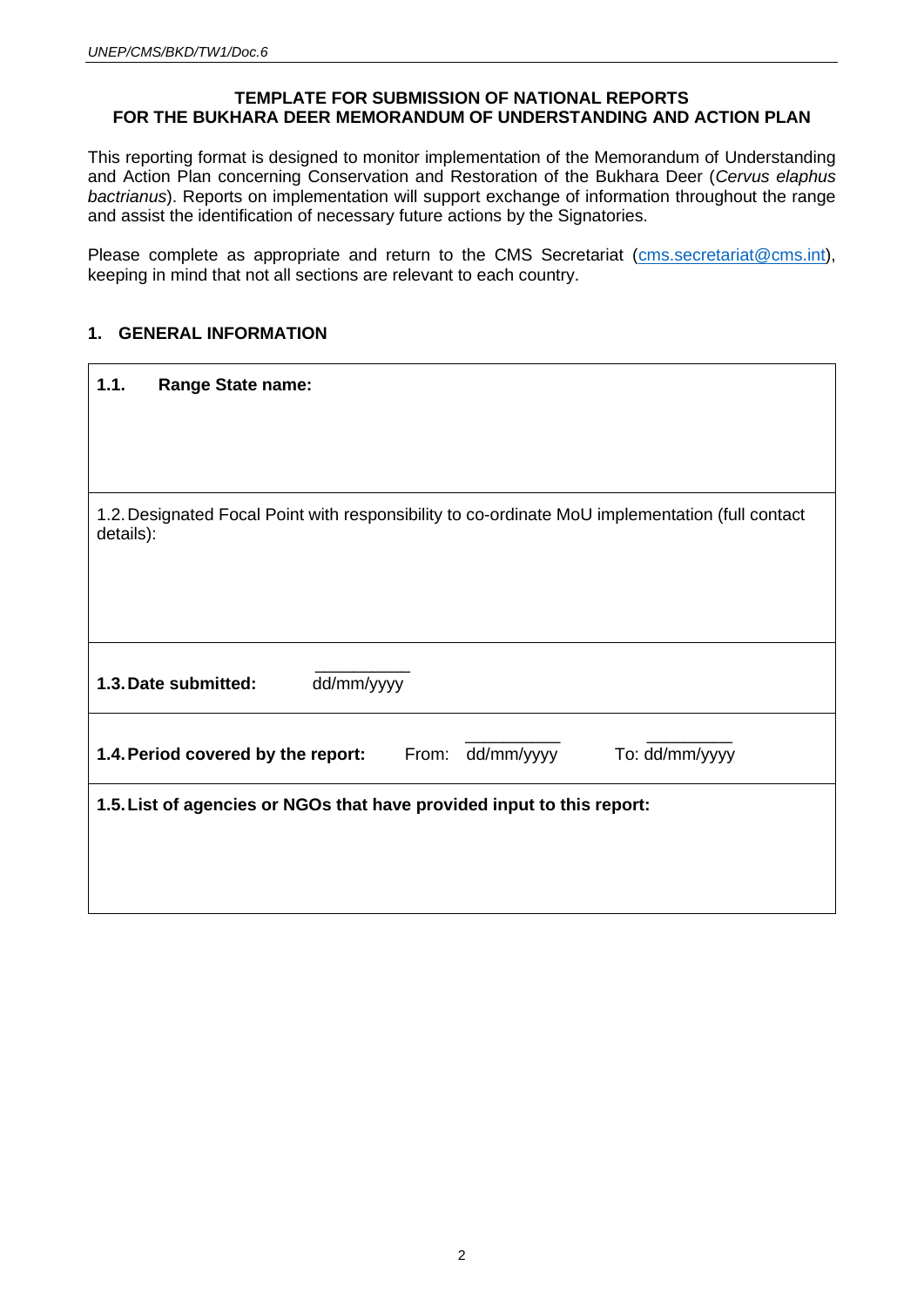**TEMPLATE FOR SUBMISSION OF NATIONAL REPORTS FOR THE BUKHARA DEER MEMORANDUM OF UNDERSTANDING AND ACTION PLAN**

This reporting format is designed to monitor implementation of the Memorandum of Understanding and Action Plan concerning Conservation and Restoration of the Bukhara Deer (*Cervus elaphus bactrianus*). Reports on implementation will support exchange of information throughout the range and assist the identification of necessary future actions by the Signatories.

Please complete as appropriate and return to the CMS Secretariat (cms.secretariat@cms.int), keeping in mind that not all sections are relevant to each country.

## 1. GENERAL INFORMATION

| |
|---|
| **1.1. Range State name:** |
| 1.2. Designated Focal Point with responsibility to co-ordinate MoU implementation (full contact details): |
| **1.3. Date submitted:** dd/mm/yyyy |
| **1.4. Period covered by the report:** From: dd/mm/yyyy To: dd/mm/yyyy |
| **1.5. List of agencies or NGOs that have provided input to this report:** |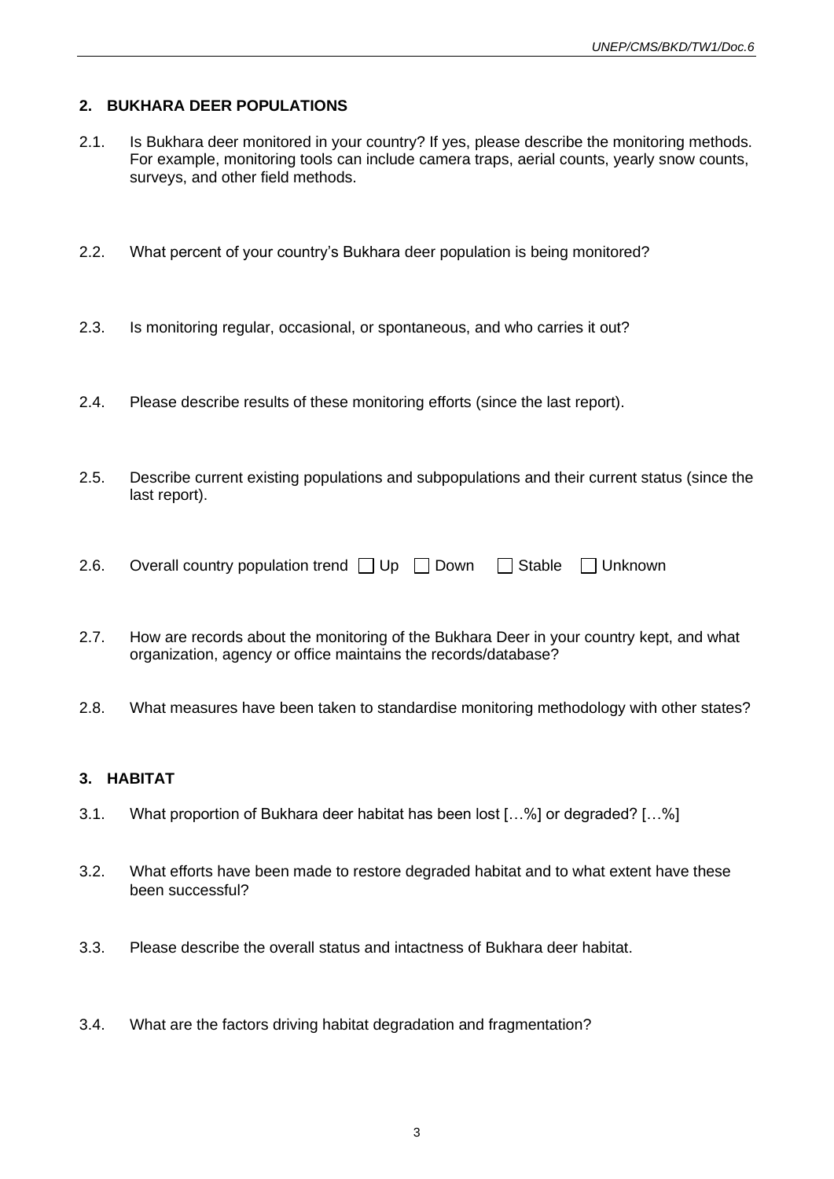## 2. BUKHARA DEER POPULATIONS

2.1. Is Bukhara deer monitored in your country? If yes, please describe the monitoring methods. For example, monitoring tools can include camera traps, aerial counts, yearly snow counts, surveys, and other field methods.

2.2. What percent of your country's Bukhara deer population is being monitored?

2.3. Is monitoring regular, occasional, or spontaneous, and who carries it out?

2.4. Please describe results of these monitoring efforts (since the last report).

2.5. Describe current existing populations and subpopulations and their current status (since the last report).

2.6. Overall country population trend ☐ Up ☐ Down ☐ Stable ☐ Unknown

2.7. How are records about the monitoring of the Bukhara Deer in your country kept, and what organization, agency or office maintains the records/database?

2.8. What measures have been taken to standardise monitoring methodology with other states?

## 3. HABITAT

3.1. What proportion of Bukhara deer habitat has been lost […%] or degraded? […%]

3.2. What efforts have been made to restore degraded habitat and to what extent have these been successful?

3.3. Please describe the overall status and intactness of Bukhara deer habitat.

3.4. What are the factors driving habitat degradation and fragmentation?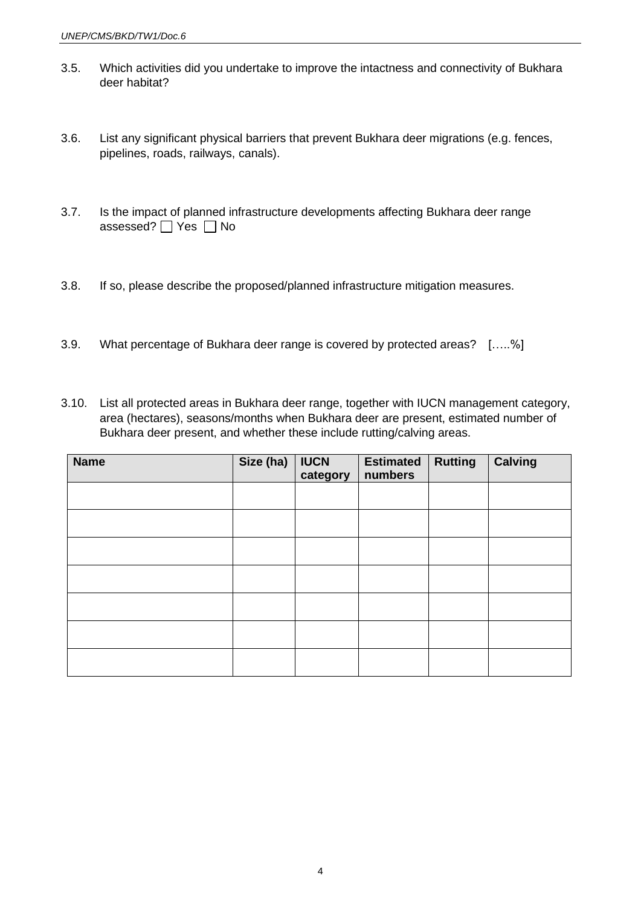3.5. Which activities did you undertake to improve the intactness and connectivity of Bukhara deer habitat?

3.6. List any significant physical barriers that prevent Bukhara deer migrations (e.g. fences, pipelines, roads, railways, canals).

3.7. Is the impact of planned infrastructure developments affecting Bukhara deer range assessed? ☐ Yes ☐ No

3.8. If so, please describe the proposed/planned infrastructure mitigation measures.

3.9. What percentage of Bukhara deer range is covered by protected areas? [.....%]

3.10. List all protected areas in Bukhara deer range, together with IUCN management category, area (hectares), seasons/months when Bukhara deer are present, estimated number of Bukhara deer present, and whether these include rutting/calving areas.

| Name | Size (ha) | IUCN category | Estimated numbers | Rutting | Calving |
|---|---|---|---|---|---|
| | | | | | |
| | | | | | |
| | | | | | |
| | | | | | |
| | | | | | |
| | | | | | |
| | | | | | |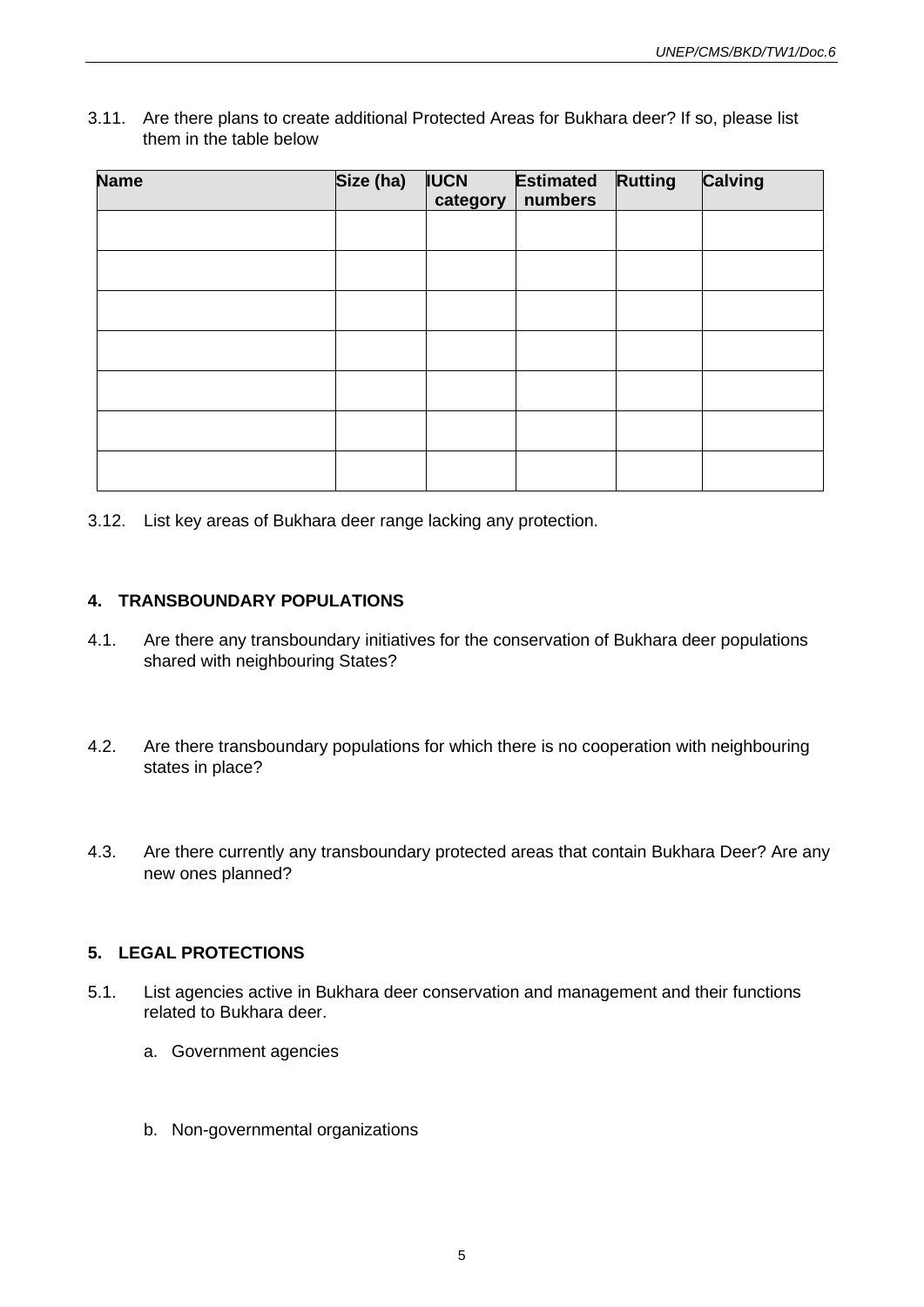3.11. Are there plans to create additional Protected Areas for Bukhara deer? If so, please list them in the table below

| Name | Size (ha) | IUCN category | Estimated numbers | Rutting | Calving |
|---|---|---|---|---|---|
| | | | | | |
| | | | | | |
| | | | | | |
| | | | | | |
| | | | | | |
| | | | | | |
| | | | | | |

3.12. List key areas of Bukhara deer range lacking any protection.

## 4. TRANSBOUNDARY POPULATIONS

4.1. Are there any transboundary initiatives for the conservation of Bukhara deer populations shared with neighbouring States?

4.2. Are there transboundary populations for which there is no cooperation with neighbouring states in place?

4.3. Are there currently any transboundary protected areas that contain Bukhara Deer? Are any new ones planned?

## 5. LEGAL PROTECTIONS

5.1. List agencies active in Bukhara deer conservation and management and their functions related to Bukhara deer.

a. Government agencies

b. Non-governmental organizations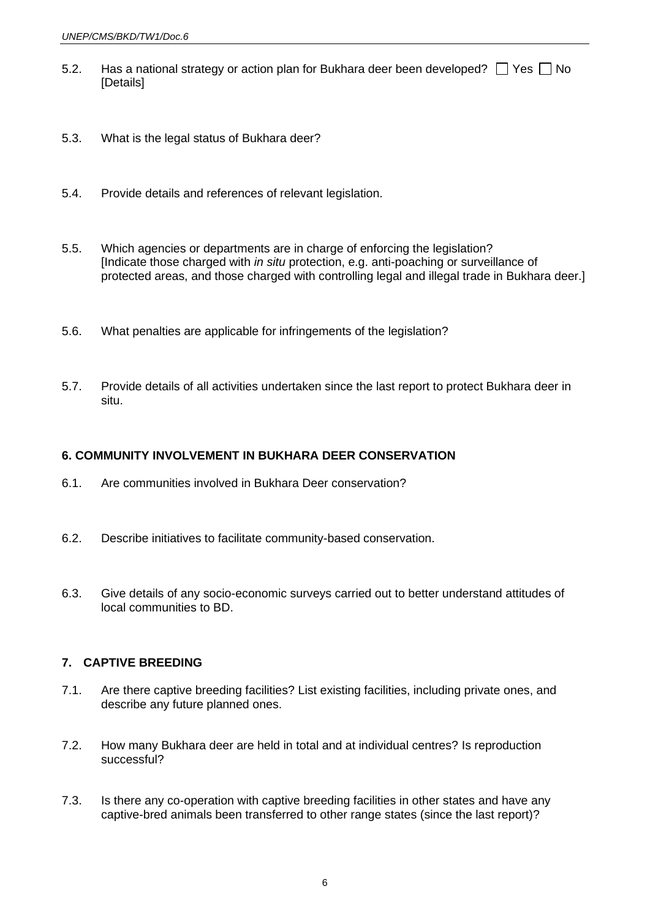5.2. Has a national strategy or action plan for Bukhara deer been developed? ☐ Yes ☐ No
[Details]

5.3. What is the legal status of Bukhara deer?

5.4. Provide details and references of relevant legislation.

5.5. Which agencies or departments are in charge of enforcing the legislation?
[Indicate those charged with *in situ* protection, e.g. anti-poaching or surveillance of protected areas, and those charged with controlling legal and illegal trade in Bukhara deer.]

5.6. What penalties are applicable for infringements of the legislation?

5.7. Provide details of all activities undertaken since the last report to protect Bukhara deer in situ.

## 6. COMMUNITY INVOLVEMENT IN BUKHARA DEER CONSERVATION

6.1. Are communities involved in Bukhara Deer conservation?

6.2. Describe initiatives to facilitate community-based conservation.

6.3. Give details of any socio-economic surveys carried out to better understand attitudes of local communities to BD.

## 7. CAPTIVE BREEDING

7.1. Are there captive breeding facilities? List existing facilities, including private ones, and describe any future planned ones.

7.2. How many Bukhara deer are held in total and at individual centres? Is reproduction successful?

7.3. Is there any co-operation with captive breeding facilities in other states and have any captive-bred animals been transferred to other range states (since the last report)?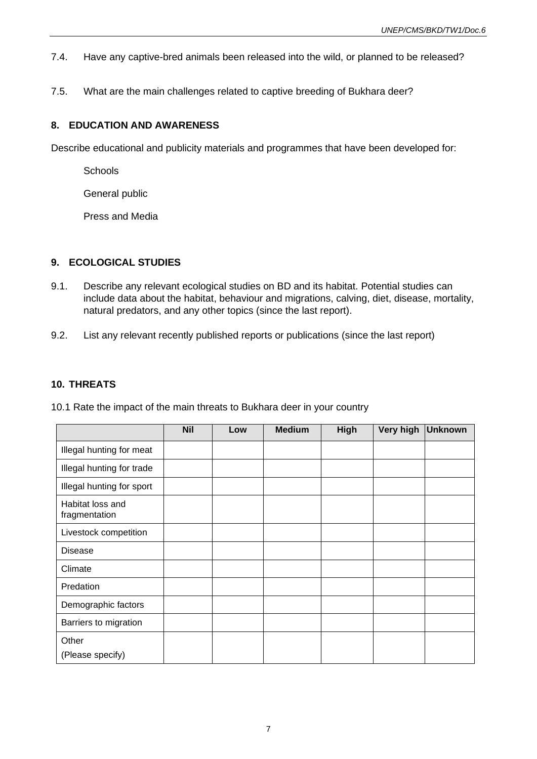7.4. Have any captive-bred animals been released into the wild, or planned to be released?

7.5. What are the main challenges related to captive breeding of Bukhara deer?

## 8. EDUCATION AND AWARENESS

Describe educational and publicity materials and programmes that have been developed for:

Schools

General public

Press and Media

## 9. ECOLOGICAL STUDIES

9.1. Describe any relevant ecological studies on BD and its habitat. Potential studies can include data about the habitat, behaviour and migrations, calving, diet, disease, mortality, natural predators, and any other topics (since the last report).

9.2. List any relevant recently published reports or publications (since the last report)

## 10. THREATS

10.1 Rate the impact of the main threats to Bukhara deer in your country

| | Nil | Low | Medium | High | Very high | Unknown |
|---|---|---|---|---|---|---|
| Illegal hunting for meat | | | | | | |
| Illegal hunting for trade | | | | | | |
| Illegal hunting for sport | | | | | | |
| Habitat loss and fragmentation | | | | | | |
| Livestock competition | | | | | | |
| Disease | | | | | | |
| Climate | | | | | | |
| Predation | | | | | | |
| Demographic factors | | | | | | |
| Barriers to migration | | | | | | |
| Other (Please specify) | | | | | | |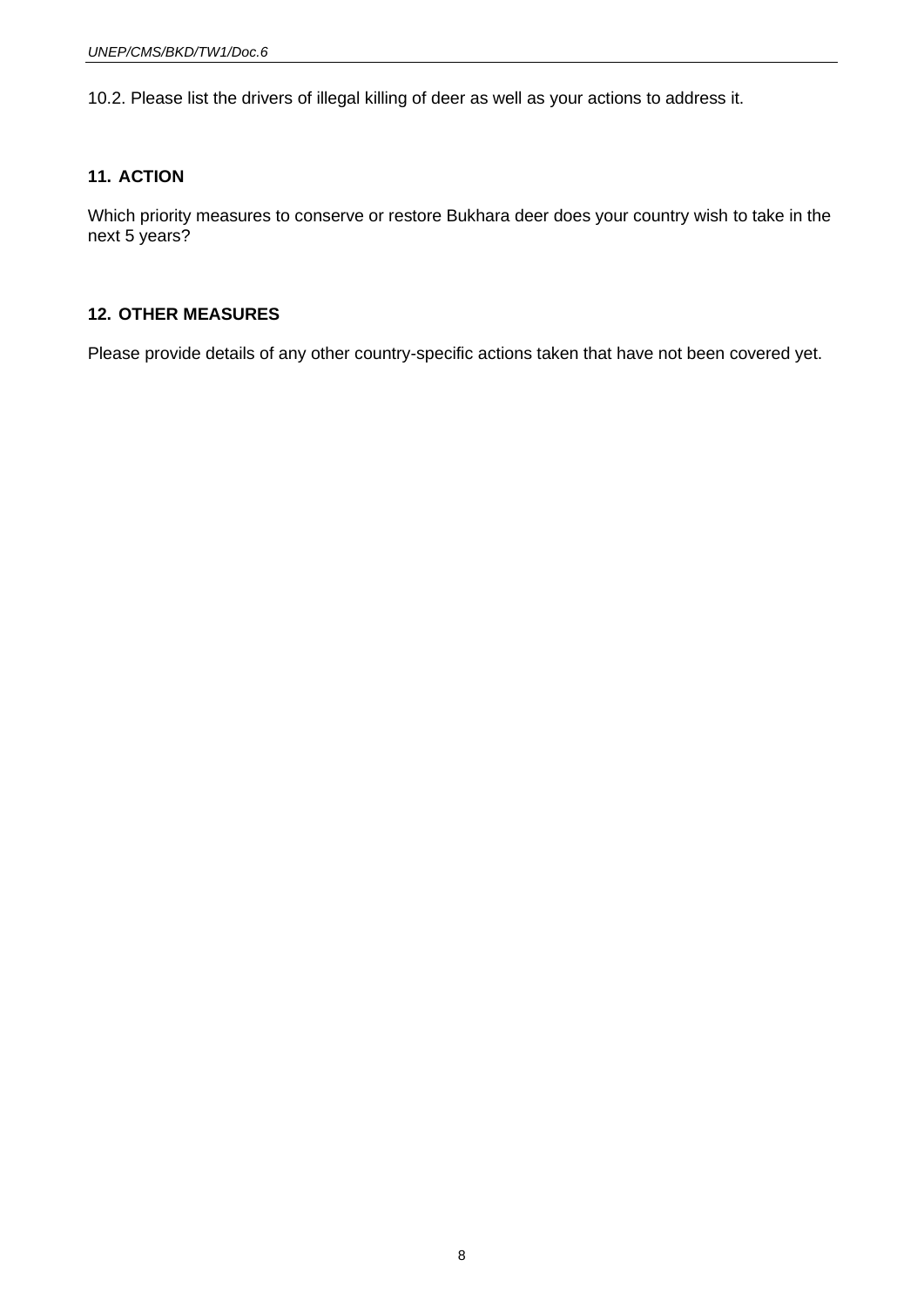10.2. Please list the drivers of illegal killing of deer as well as your actions to address it.

## 11. ACTION

Which priority measures to conserve or restore Bukhara deer does your country wish to take in the next 5 years?

## 12. OTHER MEASURES

Please provide details of any other country-specific actions taken that have not been covered yet.